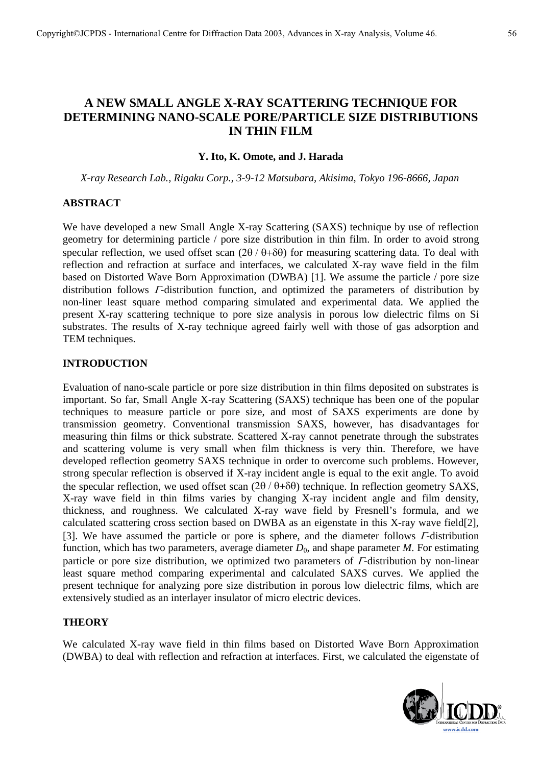# A NEW SMALL ANGLE X-RAY SCATTERING TECHNIQUE FOR DETERMINING NANO-SCALE PORE/PARTICLE SIZE DISTRIBUTIONS IN THIN FILM

**Y. Ito, K. Omote, and J. Harada**

*X-ray Research Lab., Rigaku Corp., 3-9-12 Matsubara, Akisima, Tokyo 196-8666, Japan*

## ABSTRACT

We have developed a new Small Angle X-ray Scattering (SAXS) technique by use of reflection geometry for determining particle / pore size distribution in thin film. In order to avoid strong specular reflection, we used offset scan ($2\theta$ / $\theta$+$\delta\theta$) for measuring scattering data. To deal with reflection and refraction at surface and interfaces, we calculated X-ray wave field in the film based on Distorted Wave Born Approximation (DWBA) [1]. We assume the particle / pore size distribution follows $\Gamma$-distribution function, and optimized the parameters of distribution by non-liner least square method comparing simulated and experimental data. We applied the present X-ray scattering technique to pore size analysis in porous low dielectric films on Si substrates. The results of X-ray technique agreed fairly well with those of gas adsorption and TEM techniques.

## INTRODUCTION

Evaluation of nano-scale particle or pore size distribution in thin films deposited on substrates is important. So far, Small Angle X-ray Scattering (SAXS) technique has been one of the popular techniques to measure particle or pore size, and most of SAXS experiments are done by transmission geometry. Conventional transmission SAXS, however, has disadvantages for measuring thin films or thick substrate. Scattered X-ray cannot penetrate through the substrates and scattering volume is very small when film thickness is very thin. Therefore, we have developed reflection geometry SAXS technique in order to overcome such problems. However, strong specular reflection is observed if X-ray incident angle is equal to the exit angle. To avoid the specular reflection, we used offset scan ($2\theta$ / $\theta$+$\delta\theta$) technique. In reflection geometry SAXS, X-ray wave field in thin films varies by changing X-ray incident angle and film density, thickness, and roughness. We calculated X-ray wave field by Fresnell's formula, and we calculated scattering cross section based on DWBA as an eigenstate in this X-ray wave field[2], [3]. We have assumed the particle or pore is sphere, and the diameter follows $\Gamma$-distribution function, which has two parameters, average diameter $D_0$, and shape parameter $M$. For estimating particle or pore size distribution, we optimized two parameters of $\Gamma$-distribution by non-linear least square method comparing experimental and calculated SAXS curves. We applied the present technique for analyzing pore size distribution in porous low dielectric films, which are extensively studied as an interlayer insulator of micro electric devices.

## THEORY

We calculated X-ray wave field in thin films based on Distorted Wave Born Approximation (DWBA) to deal with reflection and refraction at interfaces. First, we calculated the eigenstate of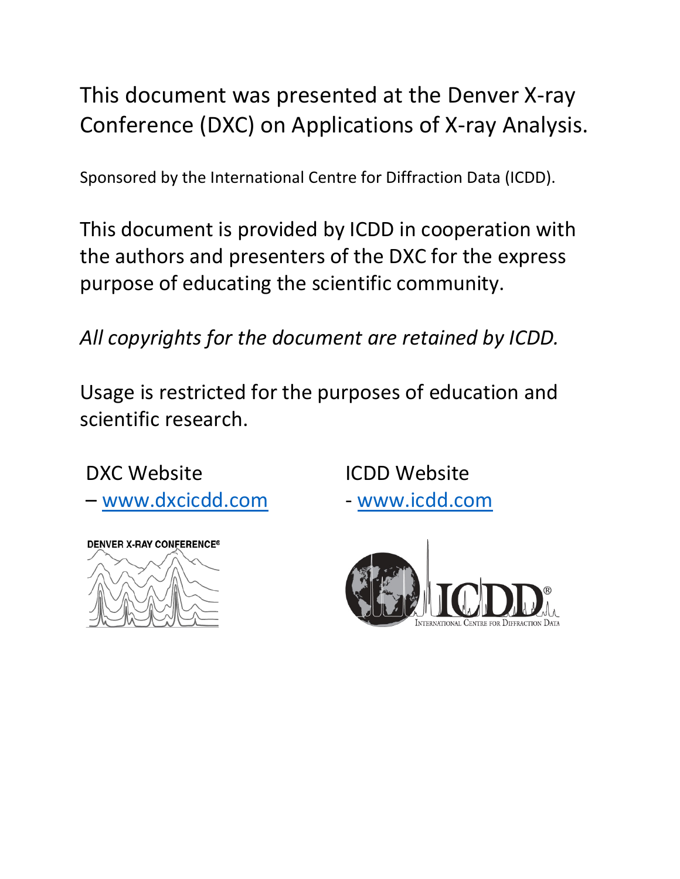This document was presented at the Denver X-ray Conference (DXC) on Applications of X-ray Analysis.

Sponsored by the International Centre for Diffraction Data (ICDD).

This document is provided by ICDD in cooperation with the authors and presenters of the DXC for the express purpose of educating the scientific community.

*All copyrights for the document are retained by ICDD.*

Usage is restricted for the purposes of education and scientific research.

DXC Website – [www.dxcicdd.com](http://www.dxcicdd.com)

ICDD Website - [www.icdd.com](http://www.icdd.com)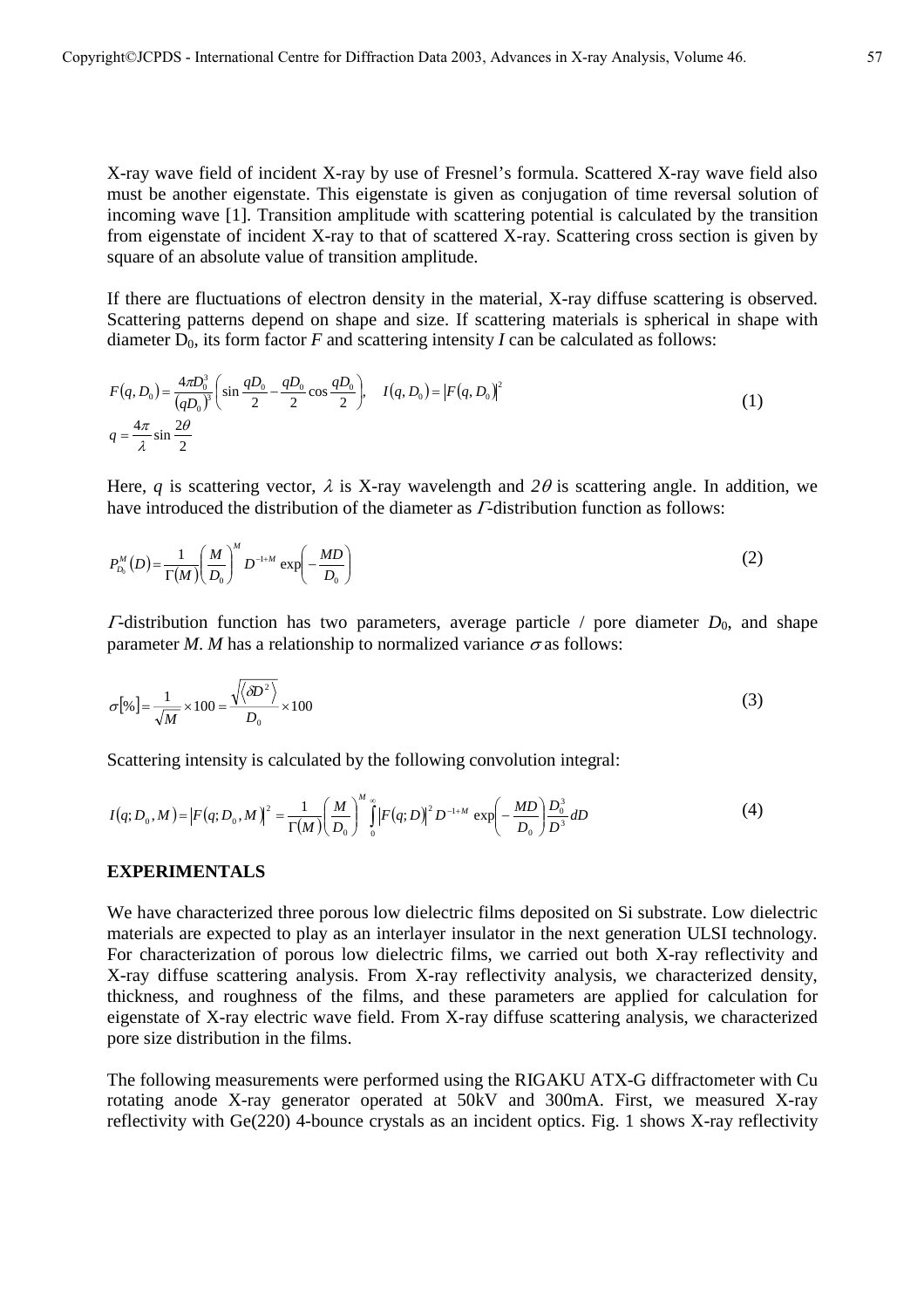X-ray wave field of incident X-ray by use of Fresnel's formula. Scattered X-ray wave field also must be another eigenstate. This eigenstate is given as conjugation of time reversal solution of incoming wave [1]. Transition amplitude with scattering potential is calculated by the transition from eigenstate of incident X-ray to that of scattered X-ray. Scattering cross section is given by square of an absolute value of transition amplitude.

If there are fluctuations of electron density in the material, X-ray diffuse scattering is observed. Scattering patterns depend on shape and size. If scattering materials is spherical in shape with diameter $D_0$, its form factor $F$ and scattering intensity $I$ can be calculated as follows:

$$F(q, D_0) = \frac{4\pi D_0^3}{(qD_0)^3}\left(\sin\frac{qD_0}{2} - \frac{qD_0}{2}\cos\frac{qD_0}{2}\right), \quad I(q, D_0) = \left|F(q, D_0)\right|^2$$
$$q = \frac{4\pi}{\lambda}\sin\frac{2\theta}{2} \tag{1}$$

Here, $q$ is scattering vector, $\lambda$ is X-ray wavelength and $2\theta$ is scattering angle. In addition, we have introduced the distribution of the diameter as $\Gamma$-distribution function as follows:

$$P_{D_0}^M(D) = \frac{1}{\Gamma(M)}\left(\frac{M}{D_0}\right)^M D^{-1+M}\exp\left(-\frac{MD}{D_0}\right) \tag{2}$$

$\Gamma$-distribution function has two parameters, average particle / pore diameter $D_0$, and shape parameter $M$. $M$ has a relationship to normalized variance $\sigma$ as follows:

$$\sigma[\%] = \frac{1}{\sqrt{M}} \times 100 = \frac{\sqrt{\langle \delta D^2 \rangle}}{D_0} \times 100 \tag{3}$$

Scattering intensity is calculated by the following convolution integral:

$$I(q; D_0, M) = \left|F(q; D_0, M)\right|^2 = \frac{1}{\Gamma(M)}\left(\frac{M}{D_0}\right)^M \int_0^\infty \left|F(q; D)\right|^2 D^{-1+M}\exp\left(-\frac{MD}{D_0}\right)\frac{D_0^3}{D^3}\,dD \tag{4}$$

## EXPERIMENTALS

We have characterized three porous low dielectric films deposited on Si substrate. Low dielectric materials are expected to play as an interlayer insulator in the next generation ULSI technology. For characterization of porous low dielectric films, we carried out both X-ray reflectivity and X-ray diffuse scattering analysis. From X-ray reflectivity analysis, we characterized density, thickness, and roughness of the films, and these parameters are applied for calculation for eigenstate of X-ray electric wave field. From X-ray diffuse scattering analysis, we characterized pore size distribution in the films.

The following measurements were performed using the RIGAKU ATX-G diffractometer with Cu rotating anode X-ray generator operated at 50kV and 300mA. First, we measured X-ray reflectivity with Ge(220) 4-bounce crystals as an incident optics. Fig. 1 shows X-ray reflectivity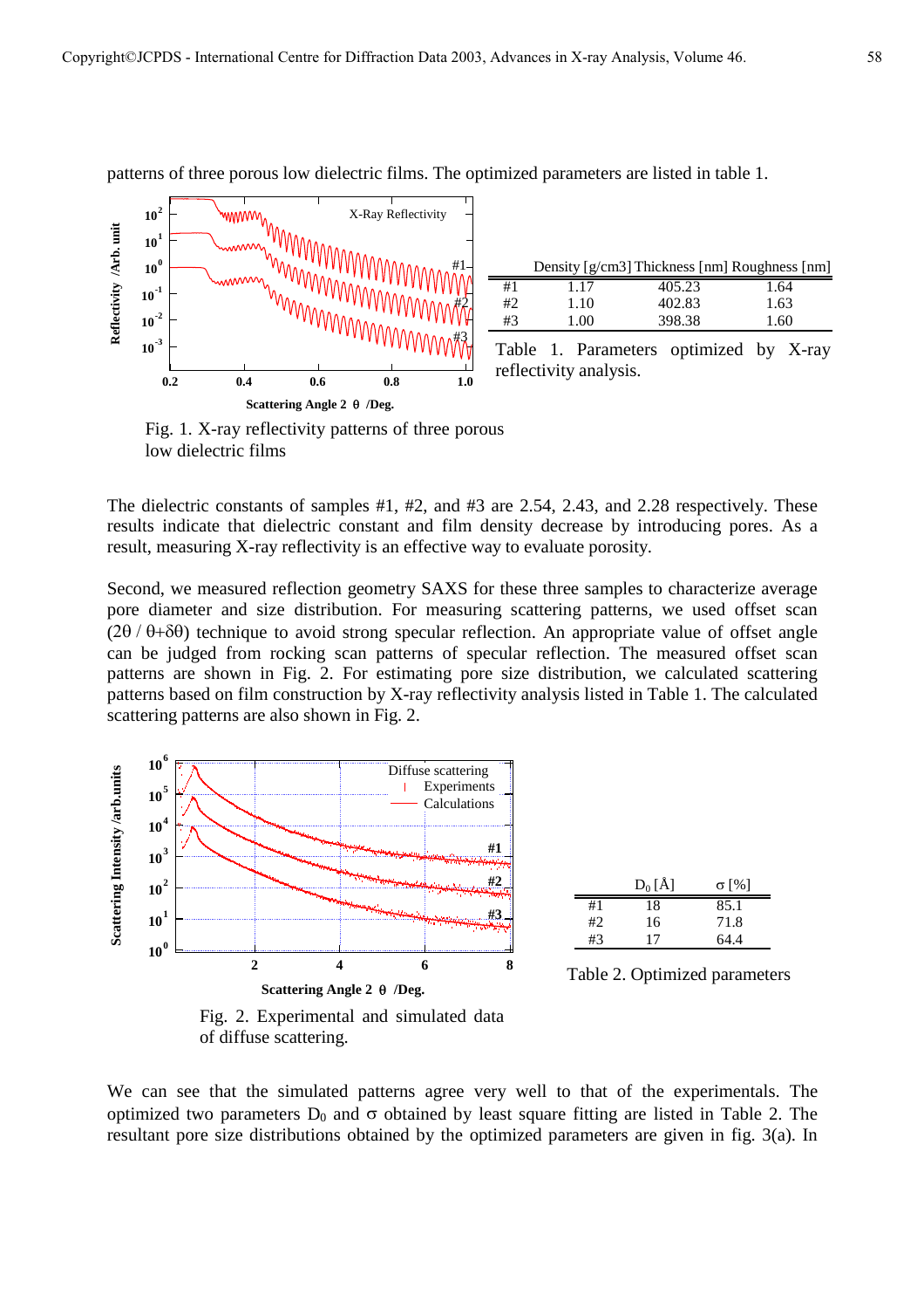patterns of three porous low dielectric films. The optimized parameters are listed in table 1.

Fig. 1. X-ray reflectivity patterns of three porous low dielectric films

| | Density [g/cm3] | Thickness [nm] | Roughness [nm] |
|---|---|---|---|
| #1 | 1.17 | 405.23 | 1.64 |
| #2 | 1.10 | 402.83 | 1.63 |
| #3 | 1.00 | 398.38 | 1.60 |

Table 1. Parameters optimized by X-ray reflectivity analysis.

The dielectric constants of samples #1, #2, and #3 are 2.54, 2.43, and 2.28 respectively. These results indicate that dielectric constant and film density decrease by introducing pores. As a result, measuring X-ray reflectivity is an effective way to evaluate porosity.

Second, we measured reflection geometry SAXS for these three samples to characterize average pore diameter and size distribution. For measuring scattering patterns, we used offset scan ($2\theta$ / $\theta+\delta\theta$) technique to avoid strong specular reflection. An appropriate value of offset angle can be judged from rocking scan patterns of specular reflection. The measured offset scan patterns are shown in Fig. 2. For estimating pore size distribution, we calculated scattering patterns based on film construction by X-ray reflectivity analysis listed in Table 1. The calculated scattering patterns are also shown in Fig. 2.

Fig. 2. Experimental and simulated data of diffuse scattering.

| | $D_0$ [Å] | $\sigma$ [%] |
|---|---|---|
| #1 | 18 | 85.1 |
| #2 | 16 | 71.8 |
| #3 | 17 | 64.4 |

Table 2. Optimized parameters

We can see that the simulated patterns agree very well to that of the experimentals. The optimized two parameters $D_0$ and $\sigma$ obtained by least square fitting are listed in Table 2. The resultant pore size distributions obtained by the optimized parameters are given in fig. 3(a). In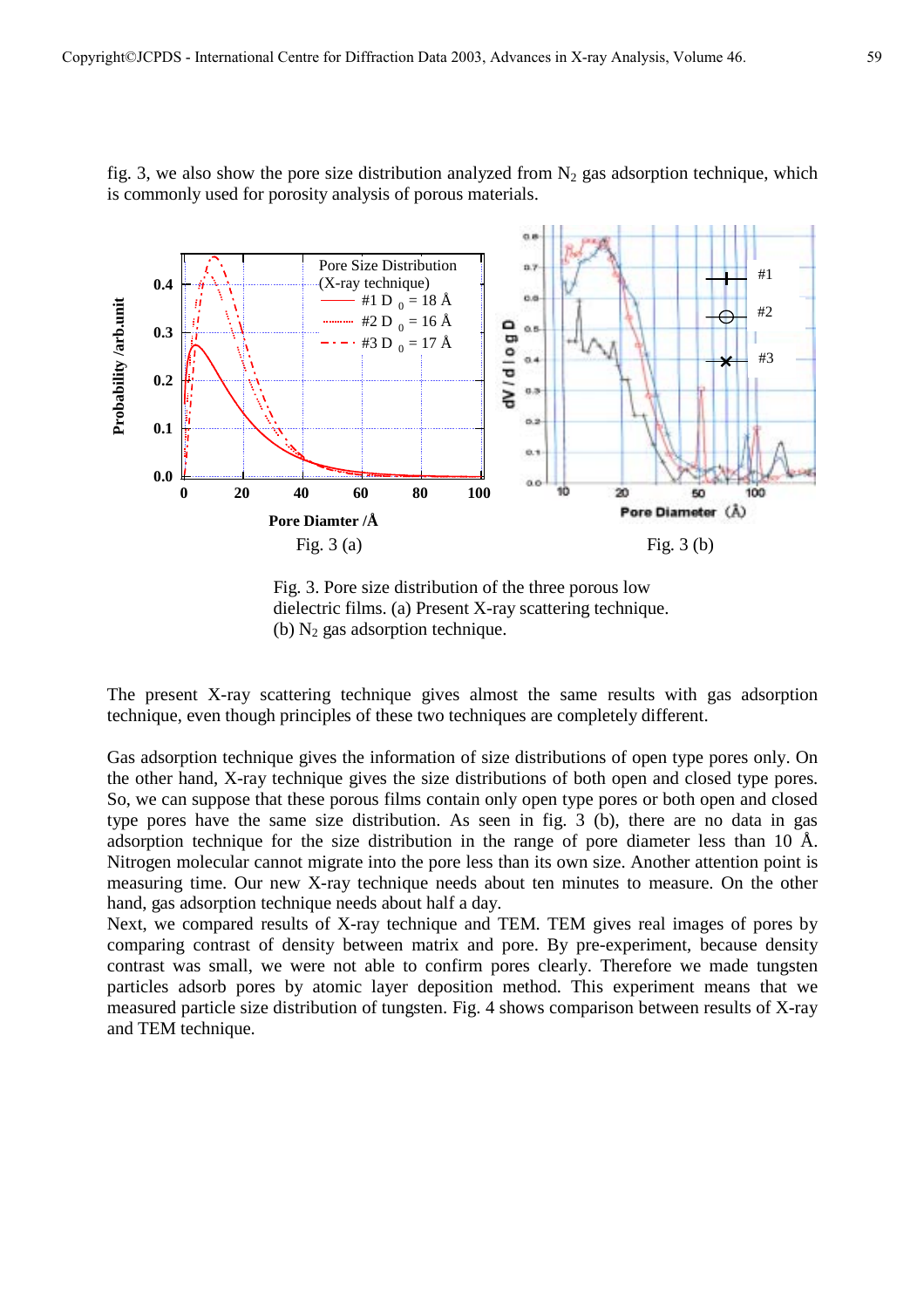fig. 3, we also show the pore size distribution analyzed from $N_2$ gas adsorption technique, which is commonly used for porosity analysis of porous materials.

Fig. 3 (a) Fig. 3 (b)

Fig. 3. Pore size distribution of the three porous low dielectric films. (a) Present X-ray scattering technique. (b) $N_2$ gas adsorption technique.

The present X-ray scattering technique gives almost the same results with gas adsorption technique, even though principles of these two techniques are completely different.

Gas adsorption technique gives the information of size distributions of open type pores only. On the other hand, X-ray technique gives the size distributions of both open and closed type pores. So, we can suppose that these porous films contain only open type pores or both open and closed type pores have the same size distribution. As seen in fig. 3 (b), there are no data in gas adsorption technique for the size distribution in the range of pore diameter less than 10 Å. Nitrogen molecular cannot migrate into the pore less than its own size. Another attention point is measuring time. Our new X-ray technique needs about ten minutes to measure. On the other hand, gas adsorption technique needs about half a day.

Next, we compared results of X-ray technique and TEM. TEM gives real images of pores by comparing contrast of density between matrix and pore. By pre-experiment, because density contrast was small, we were not able to confirm pores clearly. Therefore we made tungsten particles adsorb pores by atomic layer deposition method. This experiment means that we measured particle size distribution of tungsten. Fig. 4 shows comparison between results of X-ray and TEM technique.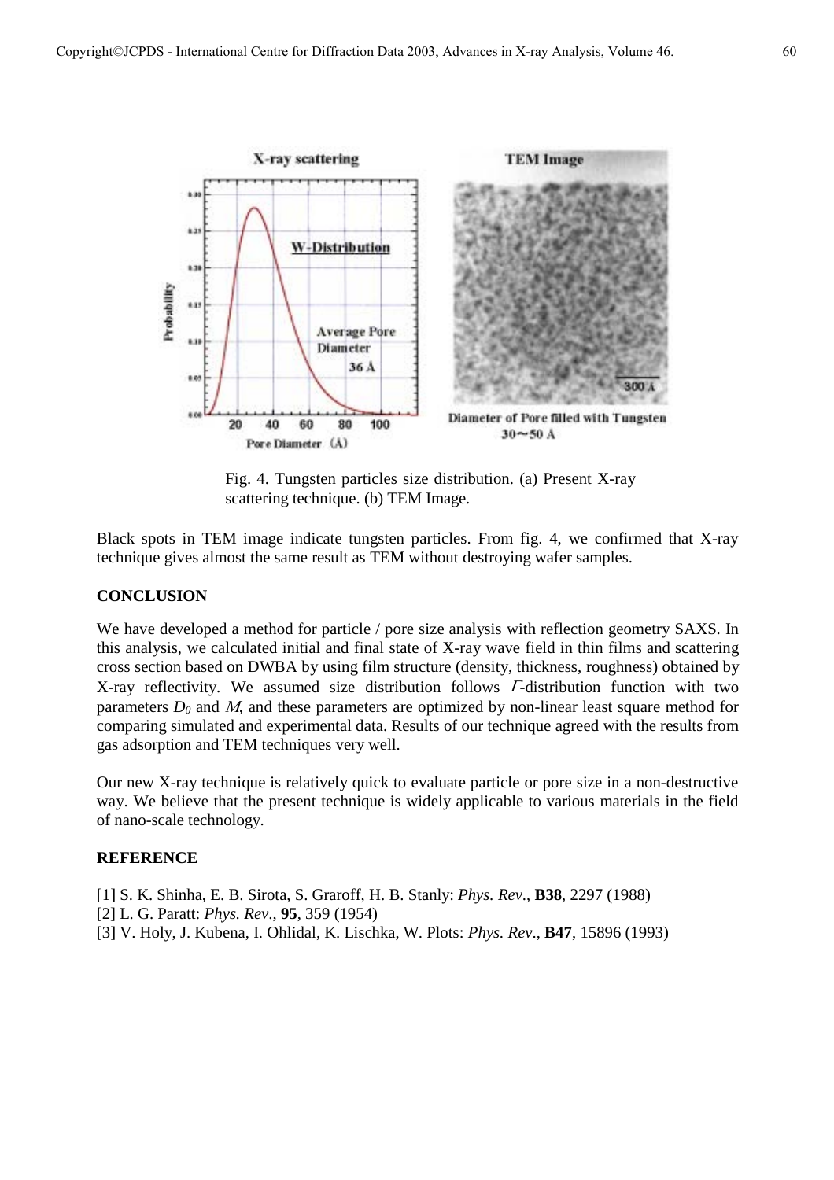X-ray scattering

W-Distribution

Average Pore Diameter 36 Å

Probability

Pore Diameter (A)

TEM Image

300 A

Diameter of Pore filled with Tungsten 30～50 A

Fig. 4. Tungsten particles size distribution. (a) Present X-ray scattering technique. (b) TEM Image.

Black spots in TEM image indicate tungsten particles. From fig. 4, we confirmed that X-ray technique gives almost the same result as TEM without destroying wafer samples.

## CONCLUSION

We have developed a method for particle / pore size analysis with reflection geometry SAXS. In this analysis, we calculated initial and final state of X-ray wave field in thin films and scattering cross section based on DWBA by using film structure (density, thickness, roughness) obtained by X-ray reflectivity. We assumed size distribution follows $\Gamma$-distribution function with two parameters $D_0$ and $M$, and these parameters are optimized by non-linear least square method for comparing simulated and experimental data. Results of our technique agreed with the results from gas adsorption and TEM techniques very well.

Our new X-ray technique is relatively quick to evaluate particle or pore size in a non-destructive way. We believe that the present technique is widely applicable to various materials in the field of nano-scale technology.

## REFERENCE

[1] S. K. Shinha, E. B. Sirota, S. Graroff, H. B. Stanly: *Phys. Rev*., **B38**, 2297 (1988)
[2] L. G. Paratt: *Phys. Rev*., **95**, 359 (1954)
[3] V. Holy, J. Kubena, I. Ohlidal, K. Lischka, W. Plots: *Phys. Rev*., **B47**, 15896 (1993)